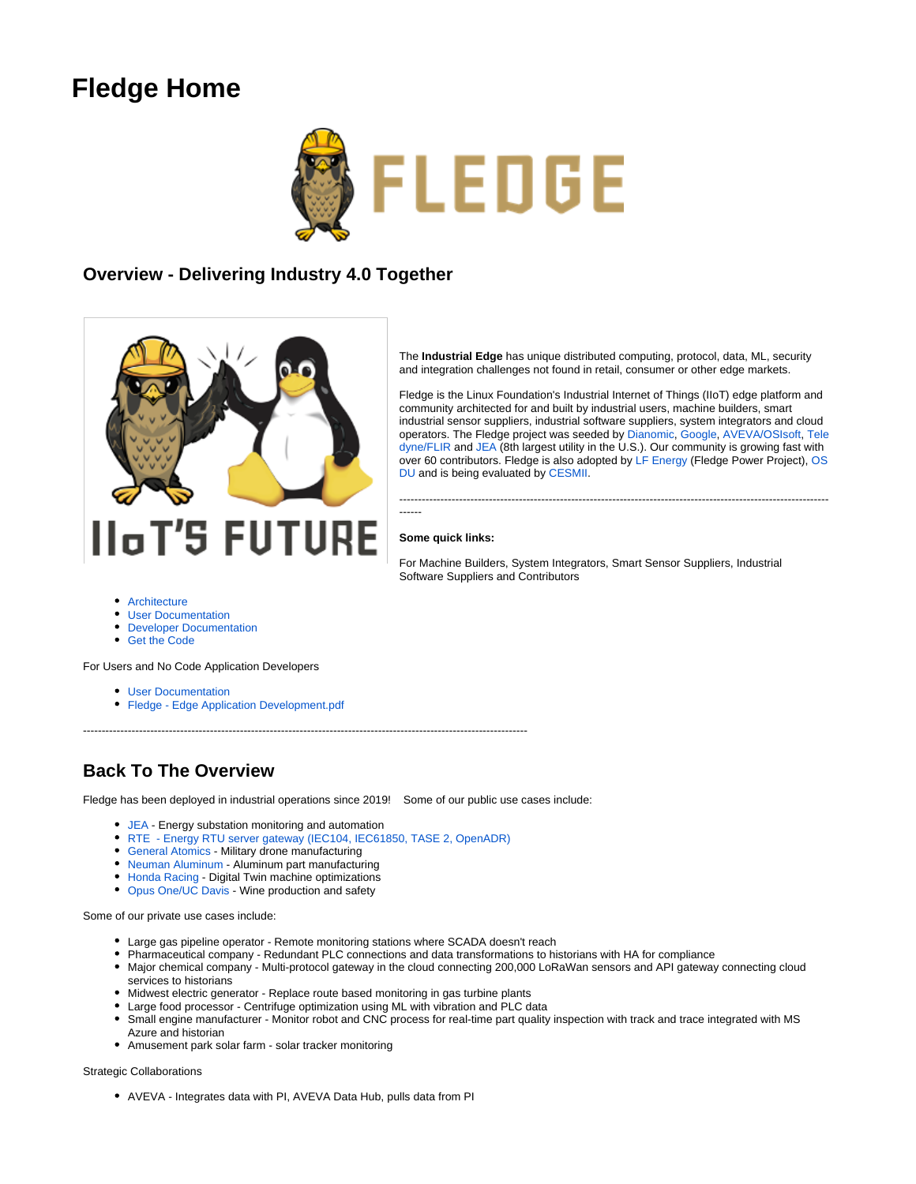# Fledge Home

## Overview - Delivering Industry 4.0 Together

The **Industrial Edge** has unique distributed computing, protocol, data, ML, security and integration challenges not found in retail, consumer or other edge markets.

Fledge is the Linux Foundation's Industrial Internet of Things (IIoT) edge platform and community architected for and built by industrial users, machine builders, smart industrial sensor suppliers, industrial software suppliers, system integrators and cloud operators. The Fledge project was seeded by Dianomic, Google, AVEVA/OSIsoft, Teledyne/FLIR and JEA (8th largest utility in the U.S.). Our community is growing fast with over 60 contributors. Fledge is also adopted by LF Energy (Fledge Power Project), OSDU and is being evaluated by CESMII.

---

**Some quick links:**

For Machine Builders, System Integrators, Smart Sensor Suppliers, Industrial Software Suppliers and Contributors

- Architecture
- User Documentation
- Developer Documentation
- Get the Code

For Users and No Code Application Developers

- User Documentation
- Fledge - Edge Application Development.pdf

---

## Back To The Overview

Fledge has been deployed in industrial operations since 2019!   Some of our public use cases include:

- JEA - Energy substation monitoring and automation
- RTE  - Energy RTU server gateway (IEC104, IEC61850, TASE 2, OpenADR)
- General Atomics - Military drone manufacturing
- Neuman Aluminum - Aluminum part manufacturing
- Honda Racing - Digital Twin machine optimizations
- Opus One/UC Davis - Wine production and safety

Some of our private use cases include:

- Large gas pipeline operator - Remote monitoring stations where SCADA doesn't reach
- Pharmaceutical company - Redundant PLC connections and data transformations to historians with HA for compliance
- Major chemical company - Multi-protocol gateway in the cloud connecting 200,000 LoRaWan sensors and API gateway connecting cloud services to historians
- Midwest electric generator - Replace route based monitoring in gas turbine plants
- Large food processor - Centrifuge optimization using ML with vibration and PLC data
- Small engine manufacturer - Monitor robot and CNC process for real-time part quality inspection with track and trace integrated with MS Azure and historian
- Amusement park solar farm - solar tracker monitoring

Strategic Collaborations

- AVEVA - Integrates data with PI, AVEVA Data Hub, pulls data from PI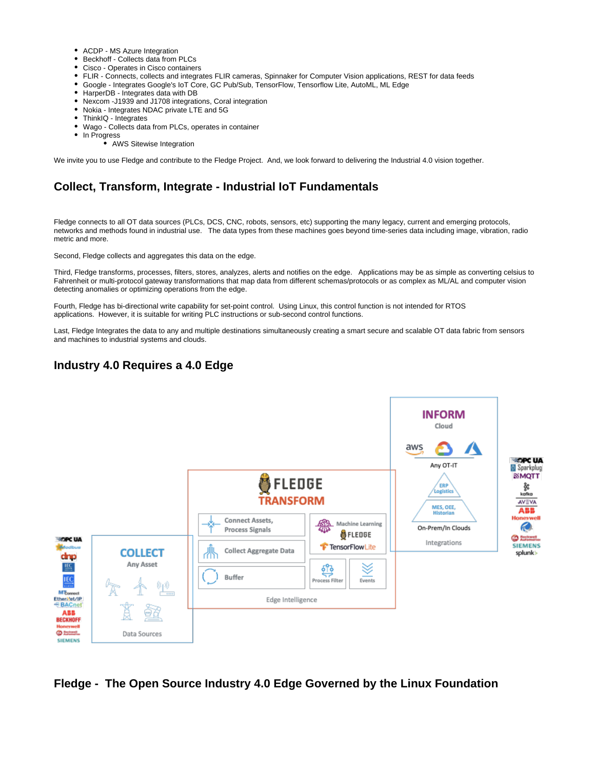- ACDP - MS Azure Integration
- Beckhoff - Collects data from PLCs
- Cisco - Operates in Cisco containers
- FLIR - Connects, collects and integrates FLIR cameras, Spinnaker for Computer Vision applications, REST for data feeds
- Google - Integrates Google's IoT Core, GC Pub/Sub, TensorFlow, Tensorflow Lite, AutoML, ML Edge
- HarperDB - Integrates data with DB
- Nexcom -J1939 and J1708 integrations, Coral integration
- Nokia - Integrates NDAC private LTE and 5G
- ThinkIQ - Integrates
- Wago - Collects data from PLCs, operates in container
- In Progress
    - AWS Sitewise Integration

We invite you to use Fledge and contribute to the Fledge Project. And, we look forward to delivering the Industrial 4.0 vision together.

## Collect, Transform, Integrate - Industrial IoT Fundamentals

Fledge connects to all OT data sources (PLCs, DCS, CNC, robots, sensors, etc) supporting the many legacy, current and emerging protocols, networks and methods found in industrial use. The data types from these machines goes beyond time-series data including image, vibration, radio metric and more.

Second, Fledge collects and aggregates this data on the edge.

Third, Fledge transforms, processes, filters, stores, analyzes, alerts and notifies on the edge. Applications may be as simple as converting celsius to Fahrenheit or multi-protocol gateway transformations that map data from different schemas/protocols or as complex as ML/AL and computer vision detecting anomalies or optimizing operations from the edge.

Fourth, Fledge has bi-directional write capability for set-point control. Using Linux, this control function is not intended for RTOS applications. However, it is suitable for writing PLC instructions or sub-second control functions.

Last, Fledge Integrates the data to any and multiple destinations simultaneously creating a smart secure and scalable OT data fabric from sensors and machines to industrial systems and clouds.

## Industry 4.0 Requires a 4.0 Edge

## Fledge - The Open Source Industry 4.0 Edge Governed by the Linux Foundation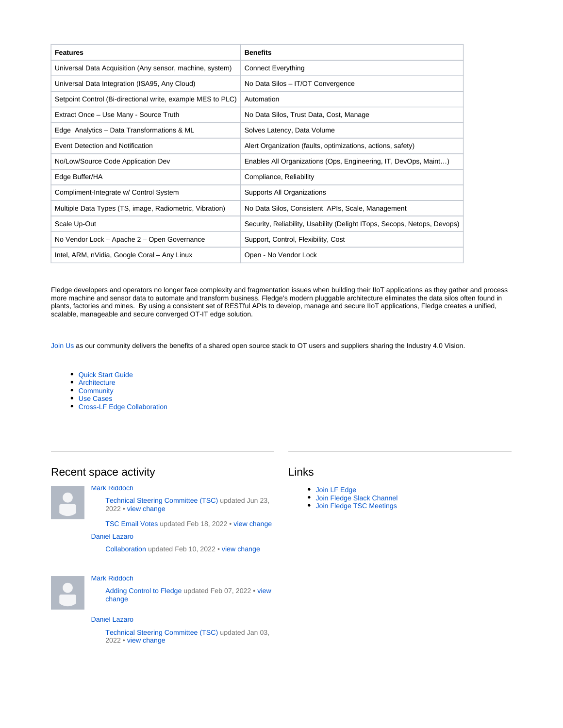| Features | Benefits |
|---|---|
| Universal Data Acquisition (Any sensor, machine, system) | Connect Everything |
| Universal Data Integration (ISA95, Any Cloud) | No Data Silos – IT/OT Convergence |
| Setpoint Control (Bi-directional write, example MES to PLC) | Automation |
| Extract Once – Use Many - Source Truth | No Data Silos, Trust Data, Cost, Manage |
| Edge Analytics – Data Transformations & ML | Solves Latency, Data Volume |
| Event Detection and Notification | Alert Organization (faults, optimizations, actions, safety) |
| No/Low/Source Code Application Dev | Enables All Organizations (Ops, Engineering, IT, DevOps, Maint…) |
| Edge Buffer/HA | Compliance, Reliability |
| Compliment-Integrate w/ Control System | Supports All Organizations |
| Multiple Data Types (TS, image, Radiometric, Vibration) | No Data Silos, Consistent APIs, Scale, Management |
| Scale Up-Out | Security, Reliability, Usability (Delight ITops, Secops, Netops, Devops) |
| No Vendor Lock – Apache 2 – Open Governance | Support, Control, Flexibility, Cost |
| Intel, ARM, nVidia, Google Coral – Any Linux | Open - No Vendor Lock |

Fledge developers and operators no longer face complexity and fragmentation issues when building their IIoT applications as they gather and process more machine and sensor data to automate and transform business. Fledge's modern pluggable architecture eliminates the data silos often found in plants, factories and mines. By using a consistent set of RESTful APIs to develop, manage and secure IIoT applications, Fledge creates a unified, scalable, manageable and secure converged OT-IT edge solution.

Join Us as our community delivers the benefits of a shared open source stack to OT users and suppliers sharing the Industry 4.0 Vision.

- Quick Start Guide
- Architecture
- Community
- Use Cases
- Cross-LF Edge Collaboration

## Recent space activity

Mark Riddoch

Technical Steering Committee (TSC) updated Jun 23, 2022 • view change

TSC Email Votes updated Feb 18, 2022 • view change

Daniel Lazaro

Collaboration updated Feb 10, 2022 • view change

Mark Riddoch

Adding Control to Fledge updated Feb 07, 2022 • view change

Daniel Lazaro

Technical Steering Committee (TSC) updated Jan 03, 2022 • view change

## Links

- Join LF Edge
- Join Fledge Slack Channel
- Join Fledge TSC Meetings